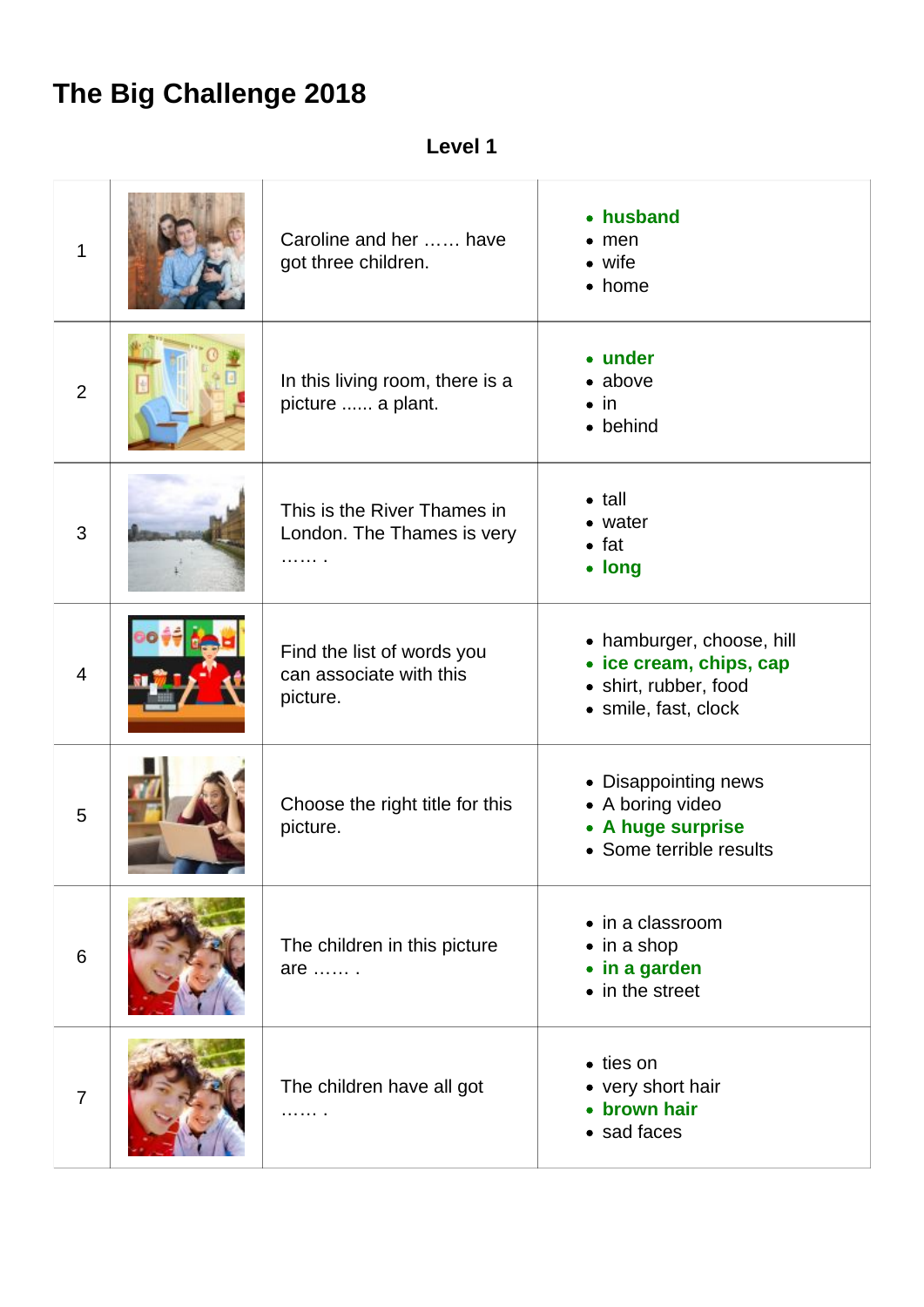# The Big Challenge 2018

**Level 1**

| | | | |
|---|---|---|---|
| 1 | | Caroline and her …… have got three children. | <ul><li>**husband**</li><li>men</li><li>wife</li><li>home</li></ul> |
| 2 | | In this living room, there is a picture ...... a plant. | <ul><li>**under**</li><li>above</li><li>in</li><li>behind</li></ul> |
| 3 | | This is the River Thames in London. The Thames is very …… . | <ul><li>tall</li><li>water</li><li>fat</li><li>**long**</li></ul> |
| 4 | | Find the list of words you can associate with this picture. | <ul><li>hamburger, choose, hill</li><li>**ice cream, chips, cap**</li><li>shirt, rubber, food</li><li>smile, fast, clock</li></ul> |
| 5 | | Choose the right title for this picture. | <ul><li>Disappointing news</li><li>A boring video</li><li>**A huge surprise**</li><li>Some terrible results</li></ul> |
| 6 | | The children in this picture are …… . | <ul><li>in a classroom</li><li>in a shop</li><li>**in a garden**</li><li>in the street</li></ul> |
| 7 | | The children have all got …… . | <ul><li>ties on</li><li>very short hair</li><li>**brown hair**</li><li>sad faces</li></ul> |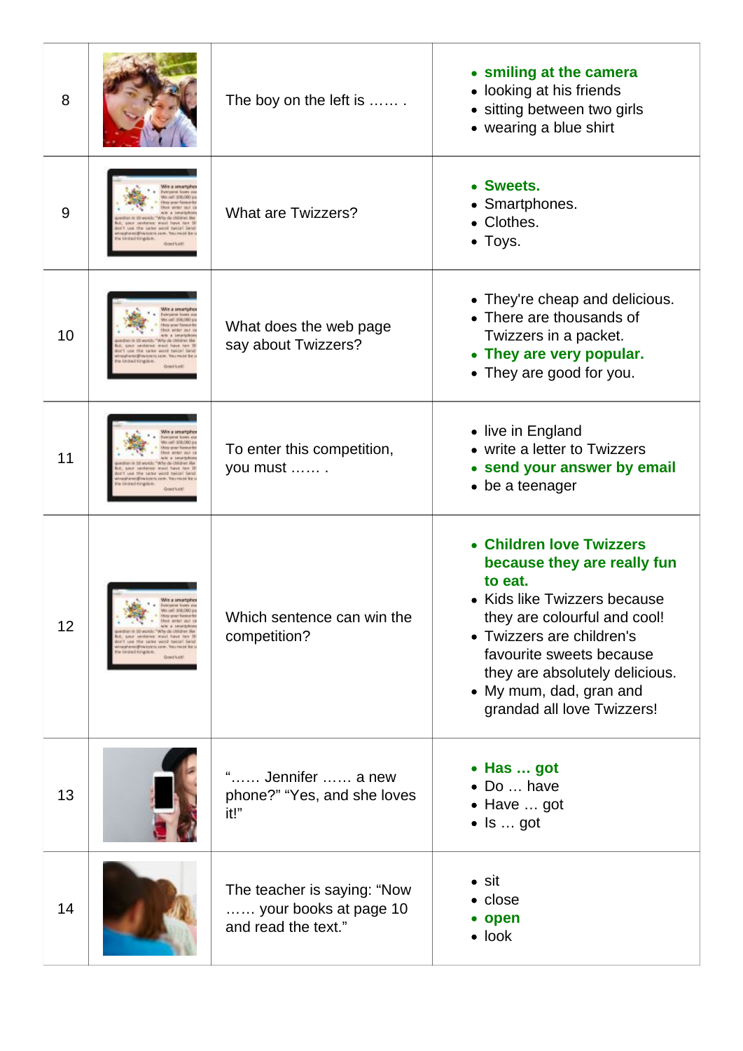| | | | |
|---|---|---|---|
| 8 | | The boy on the left is …… . | • **smiling at the camera**<br>• looking at his friends<br>• sitting between two girls<br>• wearing a blue shirt |
| 9 | | What are Twizzers? | • **Sweets.**<br>• Smartphones.<br>• Clothes.<br>• Toys. |
| 10 | | What does the web page say about Twizzers? | • They're cheap and delicious.<br>• There are thousands of Twizzers in a packet.<br>• **They are very popular.**<br>• They are good for you. |
| 11 | | To enter this competition, you must …… . | • live in England<br>• write a letter to Twizzers<br>• **send your answer by email**<br>• be a teenager |
| 12 | | Which sentence can win the competition? | • **Children love Twizzers because they are really fun to eat.**<br>• Kids like Twizzers because they are colourful and cool!<br>• Twizzers are children's favourite sweets because they are absolutely delicious.<br>• My mum, dad, gran and grandad all love Twizzers! |
| 13 | | "…… Jennifer …… a new phone?" "Yes, and she loves it!" | • **Has … got**<br>• Do … have<br>• Have … got<br>• Is … got |
| 14 | | The teacher is saying: "Now …… your books at page 10 and read the text." | • sit<br>• close<br>• **open**<br>• look |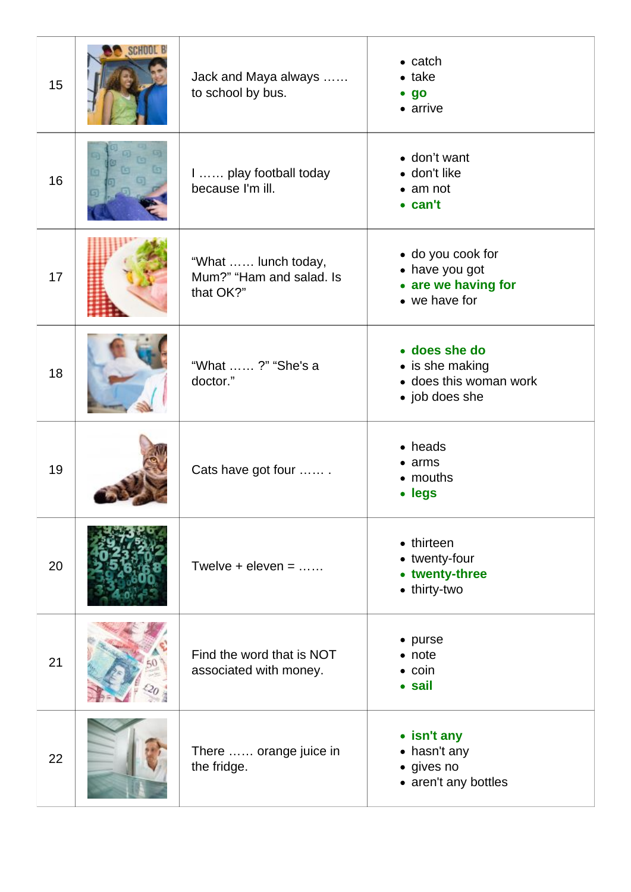| | | | |
|---|---|---|---|
| 15 | | Jack and Maya always …… to school by bus. | • catch<br>• take<br>• **go**<br>• arrive |
| 16 | | I …… play football today because I'm ill. | • don't want<br>• don't like<br>• am not<br>• **can't** |
| 17 | | "What …… lunch today, Mum?" "Ham and salad. Is that OK?" | • do you cook for<br>• have you got<br>• **are we having for**<br>• we have for |
| 18 | | "What …… ?" "She's a doctor." | • **does she do**<br>• is she making<br>• does this woman work<br>• job does she |
| 19 | | Cats have got four …… . | • heads<br>• arms<br>• mouths<br>• **legs** |
| 20 | | Twelve + eleven = …… | • thirteen<br>• twenty-four<br>• **twenty-three**<br>• thirty-two |
| 21 | | Find the word that is NOT associated with money. | • purse<br>• note<br>• coin<br>• **sail** |
| 22 | | There …… orange juice in the fridge. | • **isn't any**<br>• hasn't any<br>• gives no<br>• aren't any bottles |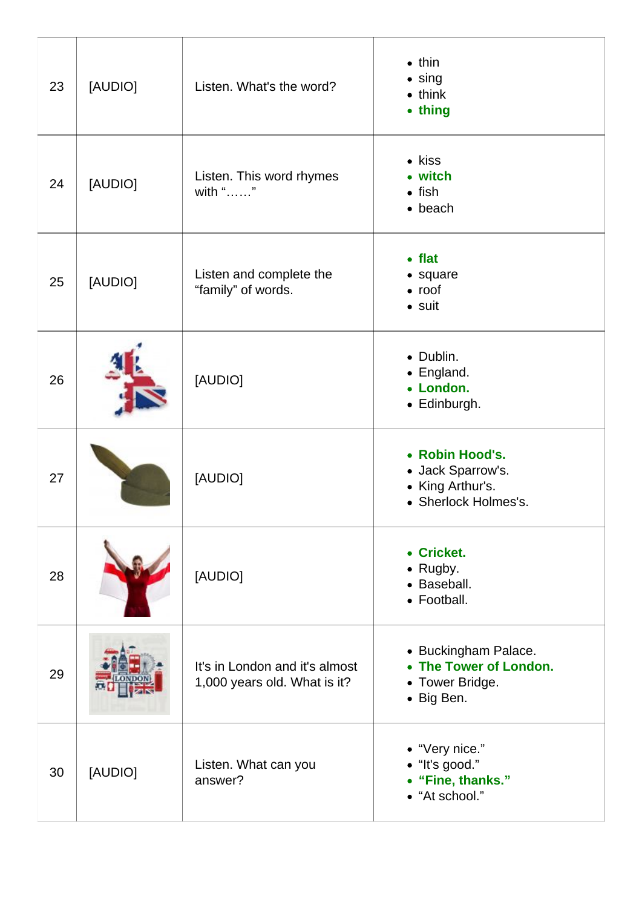| | | | |
|---|---|---|---|
| 23 | [AUDIO] | Listen. What's the word? | • thin<br>• sing<br>• think<br>• **thing** |
| 24 | [AUDIO] | Listen. This word rhymes with "……" | • kiss<br>• **witch**<br>• fish<br>• beach |
| 25 | [AUDIO] | Listen and complete the "family" of words. | • **flat**<br>• square<br>• roof<br>• suit |
| 26 | | [AUDIO] | • Dublin.<br>• England.<br>• **London.**<br>• Edinburgh. |
| 27 | | [AUDIO] | • **Robin Hood's.**<br>• Jack Sparrow's.<br>• King Arthur's.<br>• Sherlock Holmes's. |
| 28 | | [AUDIO] | • **Cricket.**<br>• Rugby.<br>• Baseball.<br>• Football. |
| 29 | | It's in London and it's almost 1,000 years old. What is it? | • Buckingham Palace.<br>• **The Tower of London.**<br>• Tower Bridge.<br>• Big Ben. |
| 30 | [AUDIO] | Listen. What can you answer? | • "Very nice."<br>• "It's good."<br>• **"Fine, thanks."**<br>• "At school." |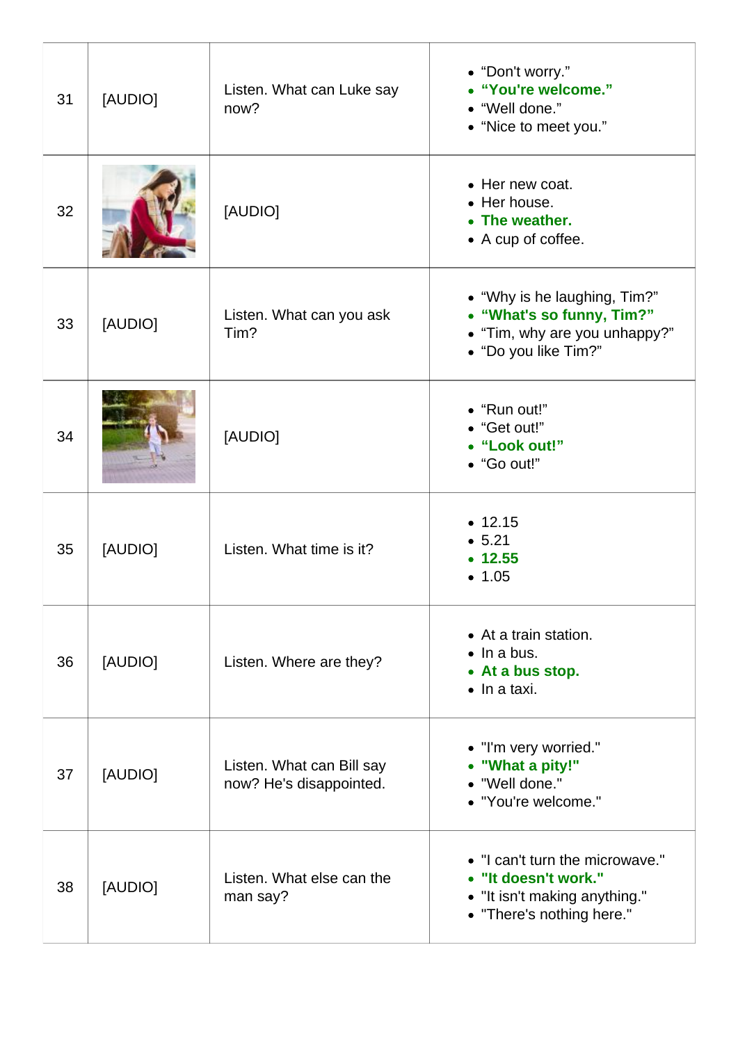| | | | |
|---|---|---|---|
| 31 | [AUDIO] | Listen. What can Luke say now? | • “Don't worry.”<br>• **“You're welcome.”**<br>• “Well done.”<br>• “Nice to meet you.” |
| 32 | | [AUDIO] | • Her new coat.<br>• Her house.<br>• **The weather.**<br>• A cup of coffee. |
| 33 | [AUDIO] | Listen. What can you ask Tim? | • “Why is he laughing, Tim?”<br>• **“What's so funny, Tim?”**<br>• “Tim, why are you unhappy?”<br>• “Do you like Tim?” |
| 34 | | [AUDIO] | • “Run out!”<br>• “Get out!”<br>• **“Look out!”**<br>• “Go out!” |
| 35 | [AUDIO] | Listen. What time is it? | • 12.15<br>• 5.21<br>• **12.55**<br>• 1.05 |
| 36 | [AUDIO] | Listen. Where are they? | • At a train station.<br>• In a bus.<br>• **At a bus stop.**<br>• In a taxi. |
| 37 | [AUDIO] | Listen. What can Bill say now? He's disappointed. | • "I'm very worried."<br>• **"What a pity!"**<br>• "Well done."<br>• "You're welcome." |
| 38 | [AUDIO] | Listen. What else can the man say? | • "I can't turn the microwave."<br>• **"It doesn't work."**<br>• "It isn't making anything."<br>• "There's nothing here." |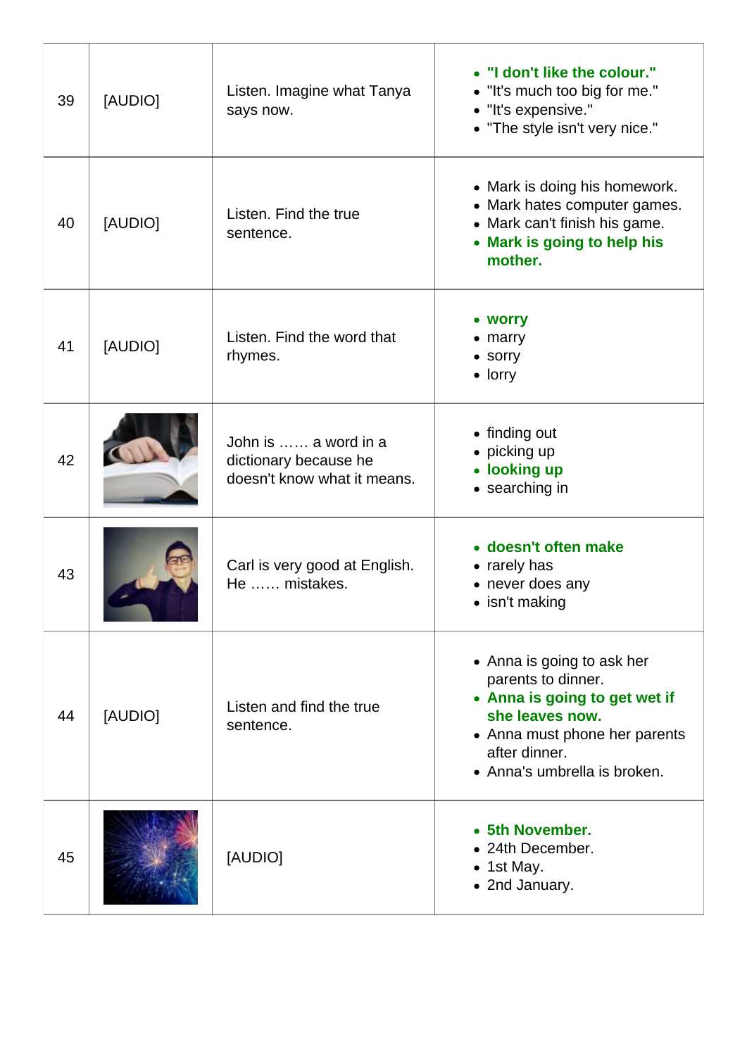| | | | |
|---|---|---|---|
| 39 | [AUDIO] | Listen. Imagine what Tanya says now. | • **"I don't like the colour."**<br>• "It's much too big for me."<br>• "It's expensive."<br>• "The style isn't very nice." |
| 40 | [AUDIO] | Listen. Find the true sentence. | • Mark is doing his homework.<br>• Mark hates computer games.<br>• Mark can't finish his game.<br>• **Mark is going to help his mother.** |
| 41 | [AUDIO] | Listen. Find the word that rhymes. | • **worry**<br>• marry<br>• sorry<br>• lorry |
| 42 | | John is …… a word in a dictionary because he doesn't know what it means. | • finding out<br>• picking up<br>• **looking up**<br>• searching in |
| 43 | | Carl is very good at English. He …… mistakes. | • **doesn't often make**<br>• rarely has<br>• never does any<br>• isn't making |
| 44 | [AUDIO] | Listen and find the true sentence. | • Anna is going to ask her parents to dinner.<br>• **Anna is going to get wet if she leaves now.**<br>• Anna must phone her parents after dinner.<br>• Anna's umbrella is broken. |
| 45 | | [AUDIO] | • **5th November.**<br>• 24th December.<br>• 1st May.<br>• 2nd January. |